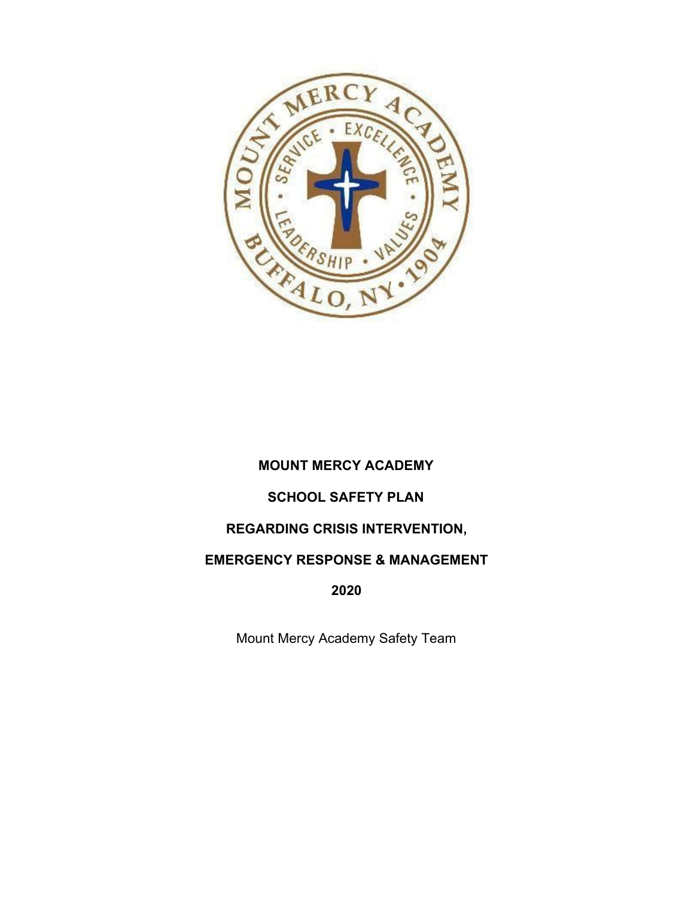**MOUNT MERCY ACADEMY**

**SCHOOL SAFETY PLAN**

**REGARDING CRISIS INTERVENTION,**

**EMERGENCY RESPONSE & MANAGEMENT**

**2020**

Mount Mercy Academy Safety Team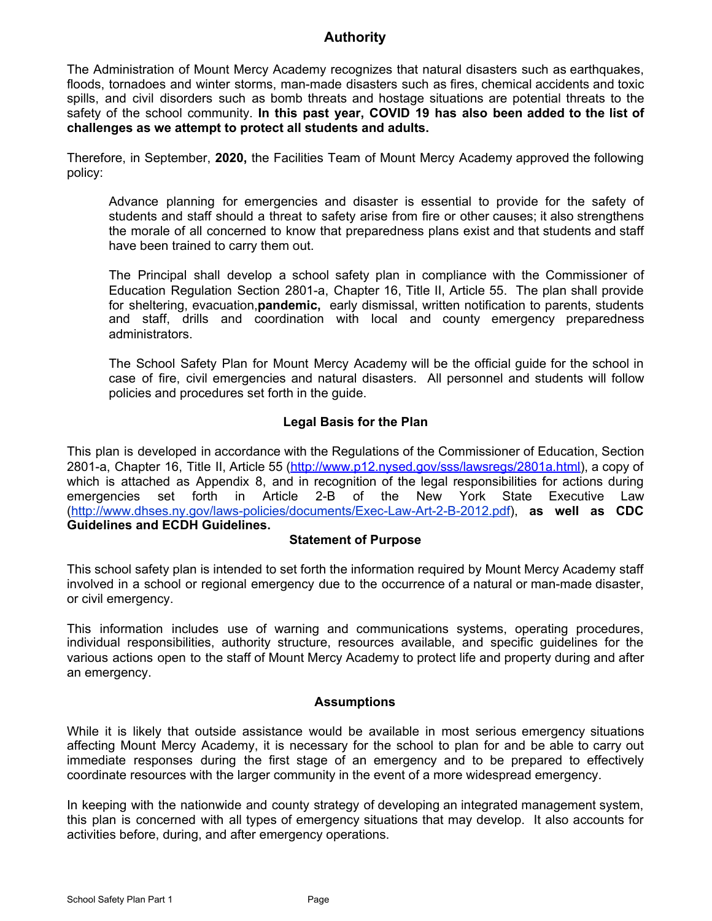## Authority

The Administration of Mount Mercy Academy recognizes that natural disasters such as earthquakes, floods, tornadoes and winter storms, man-made disasters such as fires, chemical accidents and toxic spills, and civil disorders such as bomb threats and hostage situations are potential threats to the safety of the school community. **In this past year, COVID 19 has also been added to the list of challenges as we attempt to protect all students and adults.**

Therefore, in September, **2020,** the Facilities Team of Mount Mercy Academy approved the following policy:

> Advance planning for emergencies and disaster is essential to provide for the safety of students and staff should a threat to safety arise from fire or other causes; it also strengthens the morale of all concerned to know that preparedness plans exist and that students and staff have been trained to carry them out.
>
> The Principal shall develop a school safety plan in compliance with the Commissioner of Education Regulation Section 2801-a, Chapter 16, Title II, Article 55. The plan shall provide for sheltering, evacuation,**pandemic,** early dismissal, written notification to parents, students and staff, drills and coordination with local and county emergency preparedness administrators.
>
> The School Safety Plan for Mount Mercy Academy will be the official guide for the school in case of fire, civil emergencies and natural disasters. All personnel and students will follow policies and procedures set forth in the guide.

### Legal Basis for the Plan

This plan is developed in accordance with the Regulations of the Commissioner of Education, Section 2801-a, Chapter 16, Title II, Article 55 (http://www.p12.nysed.gov/sss/lawsregs/2801a.html), a copy of which is attached as Appendix 8, and in recognition of the legal responsibilities for actions during emergencies set forth in Article 2-B of the New York State Executive Law (http://www.dhses.ny.gov/laws-policies/documents/Exec-Law-Art-2-B-2012.pdf), **as well as CDC Guidelines and ECDH Guidelines.**

### Statement of Purpose

This school safety plan is intended to set forth the information required by Mount Mercy Academy staff involved in a school or regional emergency due to the occurrence of a natural or man-made disaster, or civil emergency.

This information includes use of warning and communications systems, operating procedures, individual responsibilities, authority structure, resources available, and specific guidelines for the various actions open to the staff of Mount Mercy Academy to protect life and property during and after an emergency.

### Assumptions

While it is likely that outside assistance would be available in most serious emergency situations affecting Mount Mercy Academy, it is necessary for the school to plan for and be able to carry out immediate responses during the first stage of an emergency and to be prepared to effectively coordinate resources with the larger community in the event of a more widespread emergency.

In keeping with the nationwide and county strategy of developing an integrated management system, this plan is concerned with all types of emergency situations that may develop. It also accounts for activities before, during, and after emergency operations.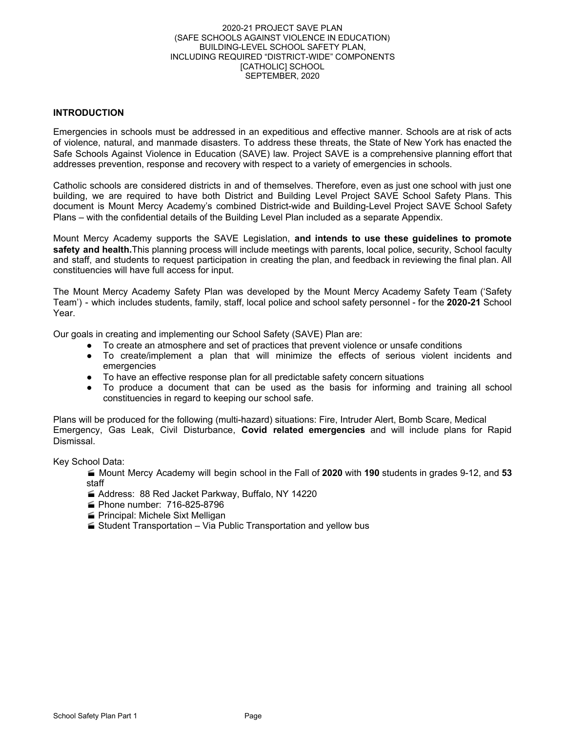2020-21 PROJECT SAVE PLAN
(SAFE SCHOOLS AGAINST VIOLENCE IN EDUCATION)
BUILDING-LEVEL SCHOOL SAFETY PLAN,
INCLUDING REQUIRED "DISTRICT-WIDE" COMPONENTS
[CATHOLIC] SCHOOL
SEPTEMBER, 2020

## INTRODUCTION

Emergencies in schools must be addressed in an expeditious and effective manner. Schools are at risk of acts of violence, natural, and manmade disasters. To address these threats, the State of New York has enacted the Safe Schools Against Violence in Education (SAVE) law. Project SAVE is a comprehensive planning effort that addresses prevention, response and recovery with respect to a variety of emergencies in schools.

Catholic schools are considered districts in and of themselves. Therefore, even as just one school with just one building, we are required to have both District and Building Level Project SAVE School Safety Plans. This document is Mount Mercy Academy's combined District-wide and Building-Level Project SAVE School Safety Plans – with the confidential details of the Building Level Plan included as a separate Appendix.

Mount Mercy Academy supports the SAVE Legislation, **and intends to use these guidelines to promote safety and health.** This planning process will include meetings with parents, local police, security, School faculty and staff, and students to request participation in creating the plan, and feedback in reviewing the final plan. All constituencies will have full access for input.

The Mount Mercy Academy Safety Plan was developed by the Mount Mercy Academy Safety Team ('Safety Team') - which includes students, family, staff, local police and school safety personnel - for the **2020-21** School Year.

Our goals in creating and implementing our School Safety (SAVE) Plan are:

- To create an atmosphere and set of practices that prevent violence or unsafe conditions
- To create/implement a plan that will minimize the effects of serious violent incidents and emergencies
- To have an effective response plan for all predictable safety concern situations
- To produce a document that can be used as the basis for informing and training all school constituencies in regard to keeping our school safe.

Plans will be produced for the following (multi-hazard) situations: Fire, Intruder Alert, Bomb Scare, Medical Emergency, Gas Leak, Civil Disturbance, **Covid related emergencies** and will include plans for Rapid Dismissal.

Key School Data:

- Mount Mercy Academy will begin school in the Fall of **2020** with **190** students in grades 9-12, and **53** staff
- Address: 88 Red Jacket Parkway, Buffalo, NY 14220
- Phone number: 716-825-8796
- Principal: Michele Sixt Melligan
- Student Transportation – Via Public Transportation and yellow bus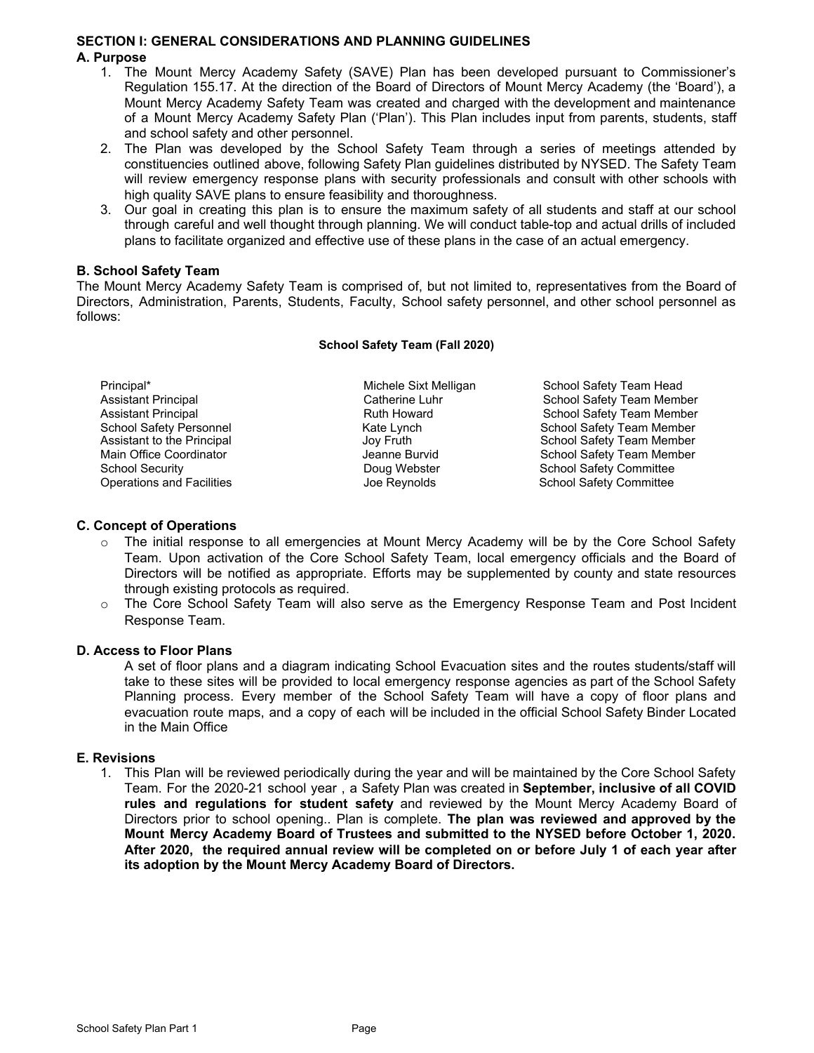## SECTION I: GENERAL CONSIDERATIONS AND PLANNING GUIDELINES

### A. Purpose

1. The Mount Mercy Academy Safety (SAVE) Plan has been developed pursuant to Commissioner's Regulation 155.17. At the direction of the Board of Directors of Mount Mercy Academy (the 'Board'), a Mount Mercy Academy Safety Team was created and charged with the development and maintenance of a Mount Mercy Academy Safety Plan ('Plan'). This Plan includes input from parents, students, staff and school safety and other personnel.
2. The Plan was developed by the School Safety Team through a series of meetings attended by constituencies outlined above, following Safety Plan guidelines distributed by NYSED. The Safety Team will review emergency response plans with security professionals and consult with other schools with high quality SAVE plans to ensure feasibility and thoroughness.
3. Our goal in creating this plan is to ensure the maximum safety of all students and staff at our school through careful and well thought through planning. We will conduct table-top and actual drills of included plans to facilitate organized and effective use of these plans in the case of an actual emergency.

### B. School Safety Team

The Mount Mercy Academy Safety Team is comprised of, but not limited to, representatives from the Board of Directors, Administration, Parents, Students, Faculty, School safety personnel, and other school personnel as follows:

**School Safety Team (Fall 2020)**

| | | |
|---|---|---|
| Principal* | Michele Sixt Melligan | School Safety Team Head |
| Assistant Principal | Catherine Luhr | School Safety Team Member |
| Assistant Principal | Ruth Howard | School Safety Team Member |
| School Safety Personnel | Kate Lynch | School Safety Team Member |
| Assistant to the Principal | Joy Fruth | School Safety Team Member |
| Main Office Coordinator | Jeanne Burvid | School Safety Team Member |
| School Security | Doug Webster | School Safety Committee |
| Operations and Facilities | Joe Reynolds | School Safety Committee |

### C. Concept of Operations

- The initial response to all emergencies at Mount Mercy Academy will be by the Core School Safety Team. Upon activation of the Core School Safety Team, local emergency officials and the Board of Directors will be notified as appropriate. Efforts may be supplemented by county and state resources through existing protocols as required.
- The Core School Safety Team will also serve as the Emergency Response Team and Post Incident Response Team.

### D. Access to Floor Plans

A set of floor plans and a diagram indicating School Evacuation sites and the routes students/staff will take to these sites will be provided to local emergency response agencies as part of the School Safety Planning process. Every member of the School Safety Team will have a copy of floor plans and evacuation route maps, and a copy of each will be included in the official School Safety Binder Located in the Main Office

### E. Revisions

1. This Plan will be reviewed periodically during the year and will be maintained by the Core School Safety Team. For the 2020-21 school year , a Safety Plan was created in **September, inclusive of all COVID rules and regulations for student safety** and reviewed by the Mount Mercy Academy Board of Directors prior to school opening.. Plan is complete. **The plan was reviewed and approved by the Mount Mercy Academy Board of Trustees and submitted to the NYSED before October 1, 2020. After 2020, the required annual review will be completed on or before July 1 of each year after its adoption by the Mount Mercy Academy Board of Directors.**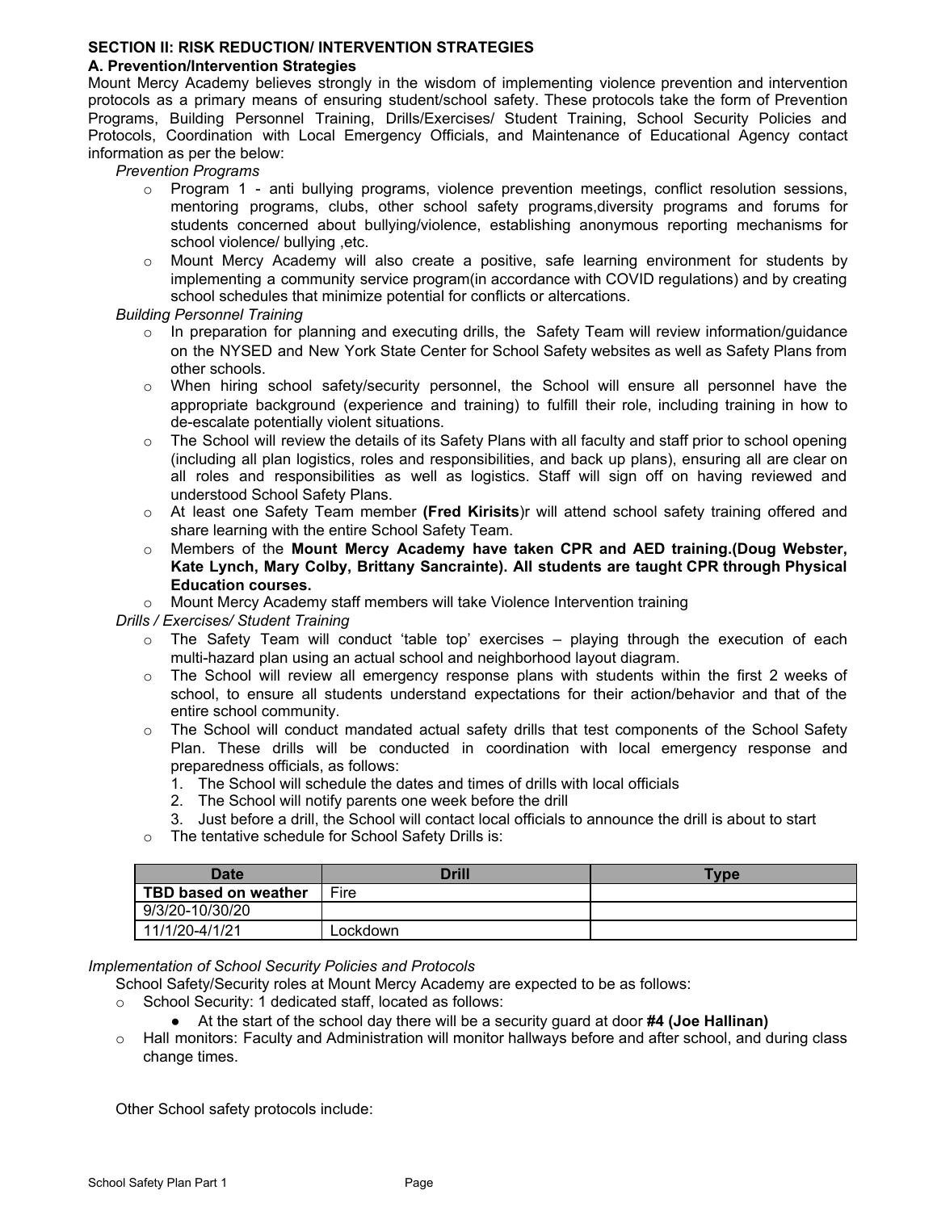## SECTION II: RISK REDUCTION/ INTERVENTION STRATEGIES

### A. Prevention/Intervention Strategies

Mount Mercy Academy believes strongly in the wisdom of implementing violence prevention and intervention protocols as a primary means of ensuring student/school safety. These protocols take the form of Prevention Programs, Building Personnel Training, Drills/Exercises/ Student Training, School Security Policies and Protocols, Coordination with Local Emergency Officials, and Maintenance of Educational Agency contact information as per the below:

*Prevention Programs*

- Program 1 - anti bullying programs, violence prevention meetings, conflict resolution sessions, mentoring programs, clubs, other school safety programs,diversity programs and forums for students concerned about bullying/violence, establishing anonymous reporting mechanisms for school violence/ bullying ,etc.
- Mount Mercy Academy will also create a positive, safe learning environment for students by implementing a community service program(in accordance with COVID regulations) and by creating school schedules that minimize potential for conflicts or altercations.

*Building Personnel Training*

- In preparation for planning and executing drills, the Safety Team will review information/guidance on the NYSED and New York State Center for School Safety websites as well as Safety Plans from other schools.
- When hiring school safety/security personnel, the School will ensure all personnel have the appropriate background (experience and training) to fulfill their role, including training in how to de-escalate potentially violent situations.
- The School will review the details of its Safety Plans with all faculty and staff prior to school opening (including all plan logistics, roles and responsibilities, and back up plans), ensuring all are clear on all roles and responsibilities as well as logistics. Staff will sign off on having reviewed and understood School Safety Plans.
- At least one Safety Team member **(Fred Kirisits**)r will attend school safety training offered and share learning with the entire School Safety Team.
- Members of the **Mount Mercy Academy have taken CPR and AED training.(Doug Webster, Kate Lynch, Mary Colby, Brittany Sancrainte). All students are taught CPR through Physical Education courses.**
- Mount Mercy Academy staff members will take Violence Intervention training

*Drills / Exercises/ Student Training*

- The Safety Team will conduct 'table top' exercises – playing through the execution of each multi-hazard plan using an actual school and neighborhood layout diagram.
- The School will review all emergency response plans with students within the first 2 weeks of school, to ensure all students understand expectations for their action/behavior and that of the entire school community.
- The School will conduct mandated actual safety drills that test components of the School Safety Plan. These drills will be conducted in coordination with local emergency response and preparedness officials, as follows:
  1. The School will schedule the dates and times of drills with local officials
  2. The School will notify parents one week before the drill
  3. Just before a drill, the School will contact local officials to announce the drill is about to start
- The tentative schedule for School Safety Drills is:

| Date | Drill | Type |
|---|---|---|
| **TBD based on weather** | Fire | |
| 9/3/20-10/30/20 | | |
| 11/1/20-4/1/21 | Lockdown | |

*Implementation of School Security Policies and Protocols*

School Safety/Security roles at Mount Mercy Academy are expected to be as follows:

- School Security: 1 dedicated staff, located as follows:
  - At the start of the school day there will be a security guard at door **#4 (Joe Hallinan)**
- Hall monitors: Faculty and Administration will monitor hallways before and after school, and during class change times.

Other School safety protocols include: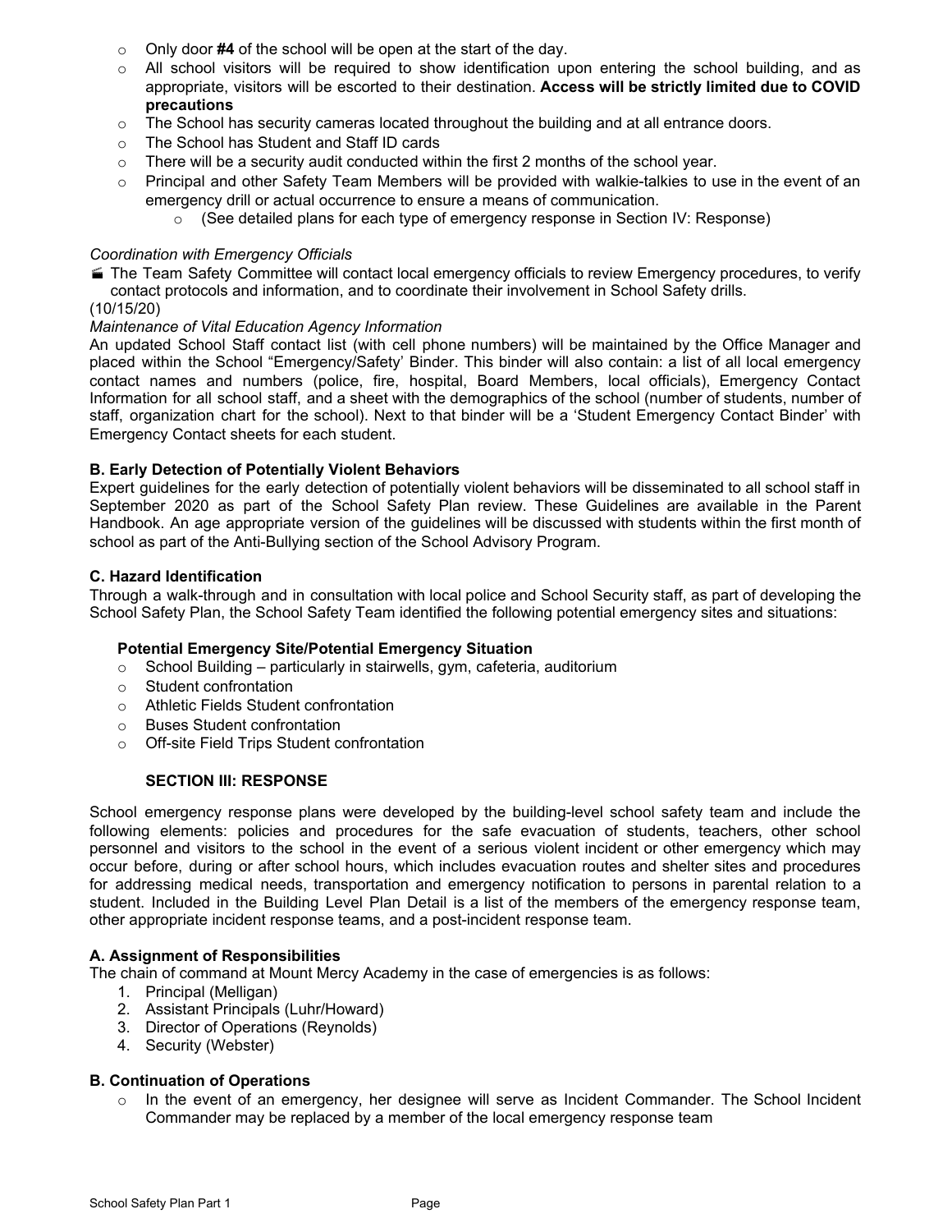- Only door **#4** of the school will be open at the start of the day.
- All school visitors will be required to show identification upon entering the school building, and as appropriate, visitors will be escorted to their destination. **Access will be strictly limited due to COVID precautions**
- The School has security cameras located throughout the building and at all entrance doors.
- The School has Student and Staff ID cards
- There will be a security audit conducted within the first 2 months of the school year.
- Principal and other Safety Team Members will be provided with walkie-talkies to use in the event of an emergency drill or actual occurrence to ensure a means of communication.
  - (See detailed plans for each type of emergency response in Section IV: Response)

*Coordination with Emergency Officials*

- The Team Safety Committee will contact local emergency officials to review Emergency procedures, to verify contact protocols and information, and to coordinate their involvement in School Safety drills.

(10/15/20)

*Maintenance of Vital Education Agency Information*

An updated School Staff contact list (with cell phone numbers) will be maintained by the Office Manager and placed within the School "Emergency/Safety' Binder. This binder will also contain: a list of all local emergency contact names and numbers (police, fire, hospital, Board Members, local officials), Emergency Contact Information for all school staff, and a sheet with the demographics of the school (number of students, number of staff, organization chart for the school). Next to that binder will be a 'Student Emergency Contact Binder' with Emergency Contact sheets for each student.

**B. Early Detection of Potentially Violent Behaviors**

Expert guidelines for the early detection of potentially violent behaviors will be disseminated to all school staff in September 2020 as part of the School Safety Plan review. These Guidelines are available in the Parent Handbook. An age appropriate version of the guidelines will be discussed with students within the first month of school as part of the Anti-Bullying section of the School Advisory Program.

**C. Hazard Identification**

Through a walk-through and in consultation with local police and School Security staff, as part of developing the School Safety Plan, the School Safety Team identified the following potential emergency sites and situations:

**Potential Emergency Site/Potential Emergency Situation**

- School Building – particularly in stairwells, gym, cafeteria, auditorium
- Student confrontation
- Athletic Fields Student confrontation
- Buses Student confrontation
- Off-site Field Trips Student confrontation

## SECTION III: RESPONSE

School emergency response plans were developed by the building-level school safety team and include the following elements: policies and procedures for the safe evacuation of students, teachers, other school personnel and visitors to the school in the event of a serious violent incident or other emergency which may occur before, during or after school hours, which includes evacuation routes and shelter sites and procedures for addressing medical needs, transportation and emergency notification to persons in parental relation to a student. Included in the Building Level Plan Detail is a list of the members of the emergency response team, other appropriate incident response teams, and a post-incident response team.

**A. Assignment of Responsibilities**

The chain of command at Mount Mercy Academy in the case of emergencies is as follows:

1. Principal (Melligan)
2. Assistant Principals (Luhr/Howard)
3. Director of Operations (Reynolds)
4. Security (Webster)

**B. Continuation of Operations**

- In the event of an emergency, her designee will serve as Incident Commander. The School Incident Commander may be replaced by a member of the local emergency response team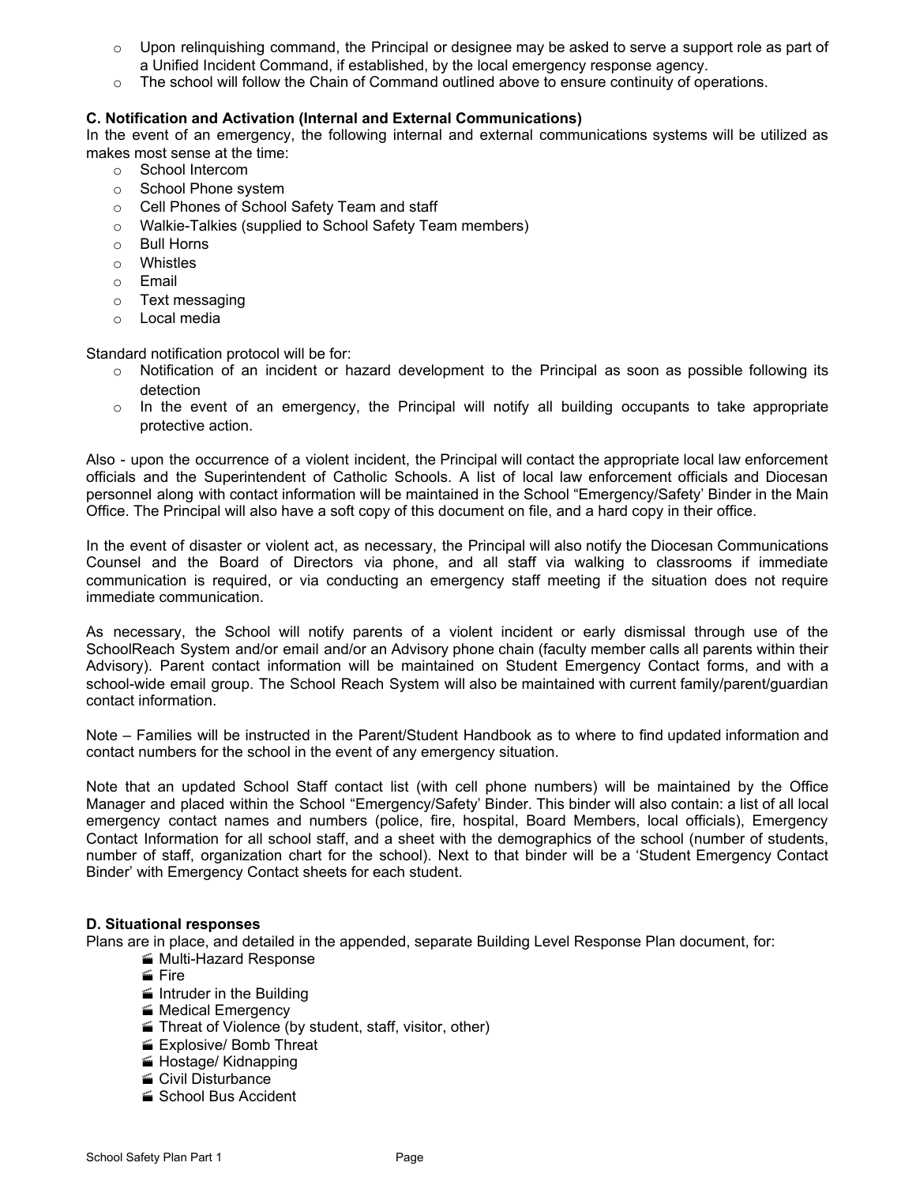- Upon relinquishing command, the Principal or designee may be asked to serve a support role as part of a Unified Incident Command, if established, by the local emergency response agency.
- The school will follow the Chain of Command outlined above to ensure continuity of operations.

**C. Notification and Activation (Internal and External Communications)**

In the event of an emergency, the following internal and external communications systems will be utilized as makes most sense at the time:

- School Intercom
- School Phone system
- Cell Phones of School Safety Team and staff
- Walkie-Talkies (supplied to School Safety Team members)
- Bull Horns
- Whistles
- Email
- Text messaging
- Local media

Standard notification protocol will be for:

- Notification of an incident or hazard development to the Principal as soon as possible following its detection
- In the event of an emergency, the Principal will notify all building occupants to take appropriate protective action.

Also - upon the occurrence of a violent incident, the Principal will contact the appropriate local law enforcement officials and the Superintendent of Catholic Schools. A list of local law enforcement officials and Diocesan personnel along with contact information will be maintained in the School "Emergency/Safety' Binder in the Main Office. The Principal will also have a soft copy of this document on file, and a hard copy in their office.

In the event of disaster or violent act, as necessary, the Principal will also notify the Diocesan Communications Counsel and the Board of Directors via phone, and all staff via walking to classrooms if immediate communication is required, or via conducting an emergency staff meeting if the situation does not require immediate communication.

As necessary, the School will notify parents of a violent incident or early dismissal through use of the SchoolReach System and/or email and/or an Advisory phone chain (faculty member calls all parents within their Advisory). Parent contact information will be maintained on Student Emergency Contact forms, and with a school-wide email group. The School Reach System will also be maintained with current family/parent/guardian contact information.

Note – Families will be instructed in the Parent/Student Handbook as to where to find updated information and contact numbers for the school in the event of any emergency situation.

Note that an updated School Staff contact list (with cell phone numbers) will be maintained by the Office Manager and placed within the School "Emergency/Safety' Binder. This binder will also contain: a list of all local emergency contact names and numbers (police, fire, hospital, Board Members, local officials), Emergency Contact Information for all school staff, and a sheet with the demographics of the school (number of students, number of staff, organization chart for the school). Next to that binder will be a 'Student Emergency Contact Binder' with Emergency Contact sheets for each student.

**D. Situational responses**

Plans are in place, and detailed in the appended, separate Building Level Response Plan document, for:

- Multi-Hazard Response
- Fire
- Intruder in the Building
- Medical Emergency
- Threat of Violence (by student, staff, visitor, other)
- Explosive/ Bomb Threat
- Hostage/ Kidnapping
- Civil Disturbance
- School Bus Accident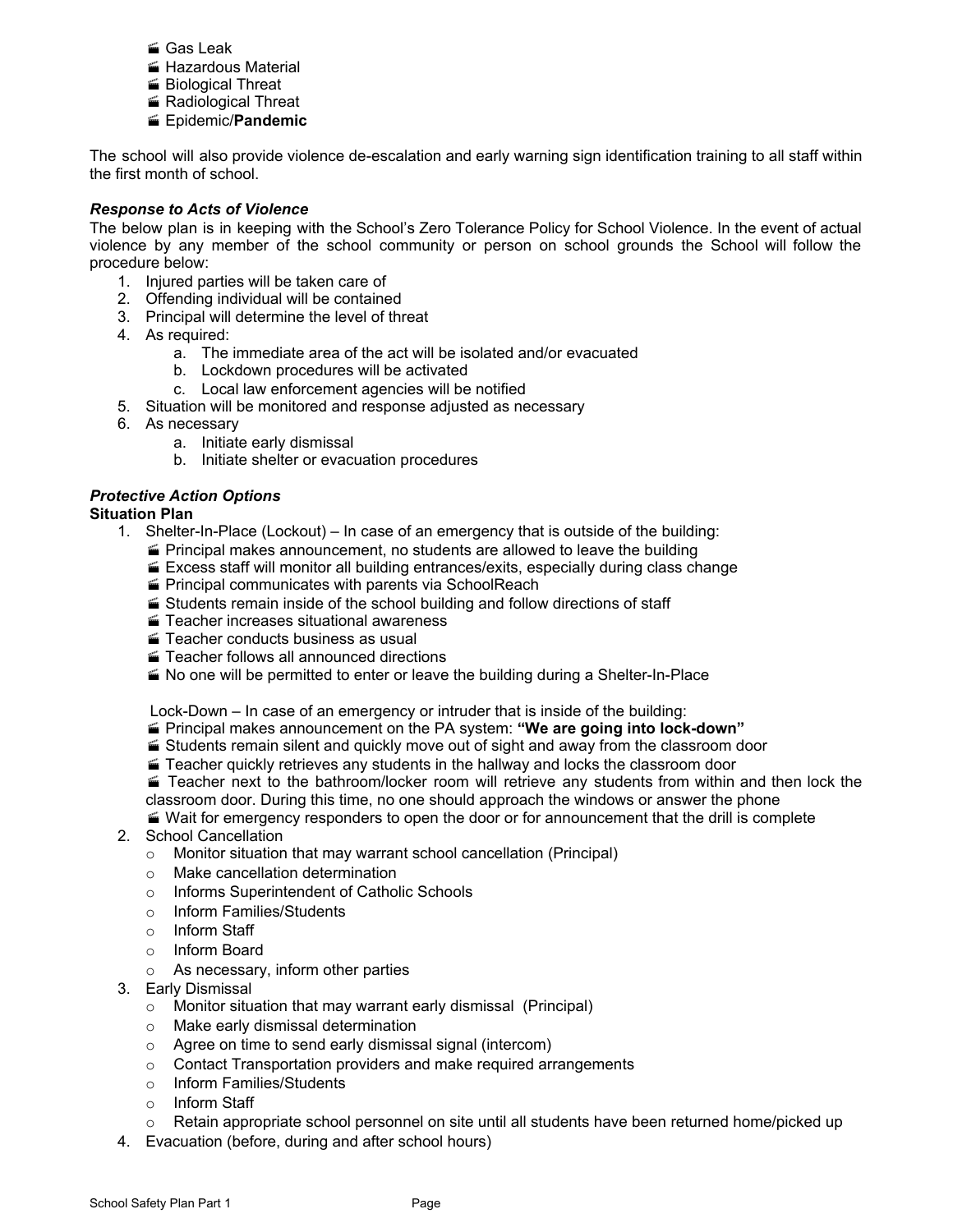- Gas Leak
- Hazardous Material
- Biological Threat
- Radiological Threat
- Epidemic/**Pandemic**

The school will also provide violence de-escalation and early warning sign identification training to all staff within the first month of school.

***Response to Acts of Violence***

The below plan is in keeping with the School's Zero Tolerance Policy for School Violence. In the event of actual violence by any member of the school community or person on school grounds the School will follow the procedure below:

1. Injured parties will be taken care of
2. Offending individual will be contained
3. Principal will determine the level of threat
4. As required:
    a. The immediate area of the act will be isolated and/or evacuated
    b. Lockdown procedures will be activated
    c. Local law enforcement agencies will be notified
5. Situation will be monitored and response adjusted as necessary
6. As necessary
    a. Initiate early dismissal
    b. Initiate shelter or evacuation procedures

***Protective Action Options***

**Situation Plan**

1. Shelter-In-Place (Lockout) – In case of an emergency that is outside of the building:
    - Principal makes announcement, no students are allowed to leave the building
    - Excess staff will monitor all building entrances/exits, especially during class change
    - Principal communicates with parents via SchoolReach
    - Students remain inside of the school building and follow directions of staff
    - Teacher increases situational awareness
    - Teacher conducts business as usual
    - Teacher follows all announced directions
    - No one will be permitted to enter or leave the building during a Shelter-In-Place

    Lock-Down – In case of an emergency or intruder that is inside of the building:
    - Principal makes announcement on the PA system: **"We are going into lock-down"**
    - Students remain silent and quickly move out of sight and away from the classroom door
    - Teacher quickly retrieves any students in the hallway and locks the classroom door
    - Teacher next to the bathroom/locker room will retrieve any students from within and then lock the classroom door. During this time, no one should approach the windows or answer the phone
    - Wait for emergency responders to open the door or for announcement that the drill is complete
2. School Cancellation
    - Monitor situation that may warrant school cancellation (Principal)
    - Make cancellation determination
    - Informs Superintendent of Catholic Schools
    - Inform Families/Students
    - Inform Staff
    - Inform Board
    - As necessary, inform other parties
3. Early Dismissal
    - Monitor situation that may warrant early dismissal (Principal)
    - Make early dismissal determination
    - Agree on time to send early dismissal signal (intercom)
    - Contact Transportation providers and make required arrangements
    - Inform Families/Students
    - Inform Staff
    - Retain appropriate school personnel on site until all students have been returned home/picked up
4. Evacuation (before, during and after school hours)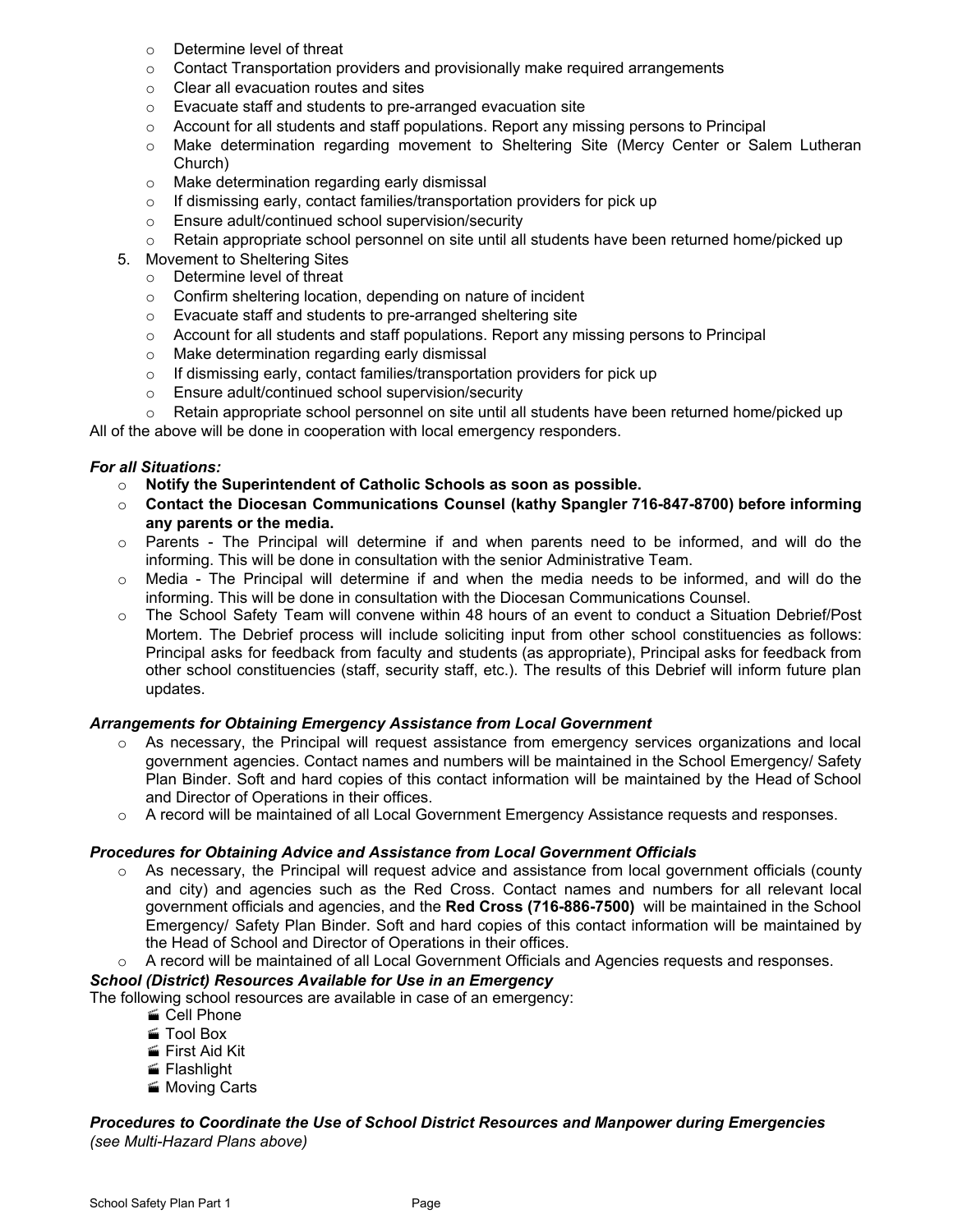- Determine level of threat
- Contact Transportation providers and provisionally make required arrangements
- Clear all evacuation routes and sites
- Evacuate staff and students to pre-arranged evacuation site
- Account for all students and staff populations. Report any missing persons to Principal
- Make determination regarding movement to Sheltering Site (Mercy Center or Salem Lutheran Church)
- Make determination regarding early dismissal
- If dismissing early, contact families/transportation providers for pick up
- Ensure adult/continued school supervision/security
- Retain appropriate school personnel on site until all students have been returned home/picked up

5. Movement to Sheltering Sites
   - Determine level of threat
   - Confirm sheltering location, depending on nature of incident
   - Evacuate staff and students to pre-arranged sheltering site
   - Account for all students and staff populations. Report any missing persons to Principal
   - Make determination regarding early dismissal
   - If dismissing early, contact families/transportation providers for pick up
   - Ensure adult/continued school supervision/security
   - Retain appropriate school personnel on site until all students have been returned home/picked up

All of the above will be done in cooperation with local emergency responders.

***For all Situations:***

- **Notify the Superintendent of Catholic Schools as soon as possible.**
- **Contact the Diocesan Communications Counsel (kathy Spangler 716-847-8700) before informing any parents or the media.**
- Parents - The Principal will determine if and when parents need to be informed, and will do the informing. This will be done in consultation with the senior Administrative Team.
- Media - The Principal will determine if and when the media needs to be informed, and will do the informing. This will be done in consultation with the Diocesan Communications Counsel.
- The School Safety Team will convene within 48 hours of an event to conduct a Situation Debrief/Post Mortem. The Debrief process will include soliciting input from other school constituencies as follows: Principal asks for feedback from faculty and students (as appropriate), Principal asks for feedback from other school constituencies (staff, security staff, etc.). The results of this Debrief will inform future plan updates.

***Arrangements for Obtaining Emergency Assistance from Local Government***

- As necessary, the Principal will request assistance from emergency services organizations and local government agencies. Contact names and numbers will be maintained in the School Emergency/ Safety Plan Binder. Soft and hard copies of this contact information will be maintained by the Head of School and Director of Operations in their offices.
- A record will be maintained of all Local Government Emergency Assistance requests and responses.

***Procedures for Obtaining Advice and Assistance from Local Government Officials***

- As necessary, the Principal will request advice and assistance from local government officials (county and city) and agencies such as the Red Cross. Contact names and numbers for all relevant local government officials and agencies, and the **Red Cross (716-886-7500)** will be maintained in the School Emergency/ Safety Plan Binder. Soft and hard copies of this contact information will be maintained by the Head of School and Director of Operations in their offices.
- A record will be maintained of all Local Government Officials and Agencies requests and responses.

***School (District) Resources Available for Use in an Emergency***

The following school resources are available in case of an emergency:

- Cell Phone
- Tool Box
- First Aid Kit
- Flashlight
- Moving Carts

***Procedures to Coordinate the Use of School District Resources and Manpower during Emergencies***
*(see Multi-Hazard Plans above)*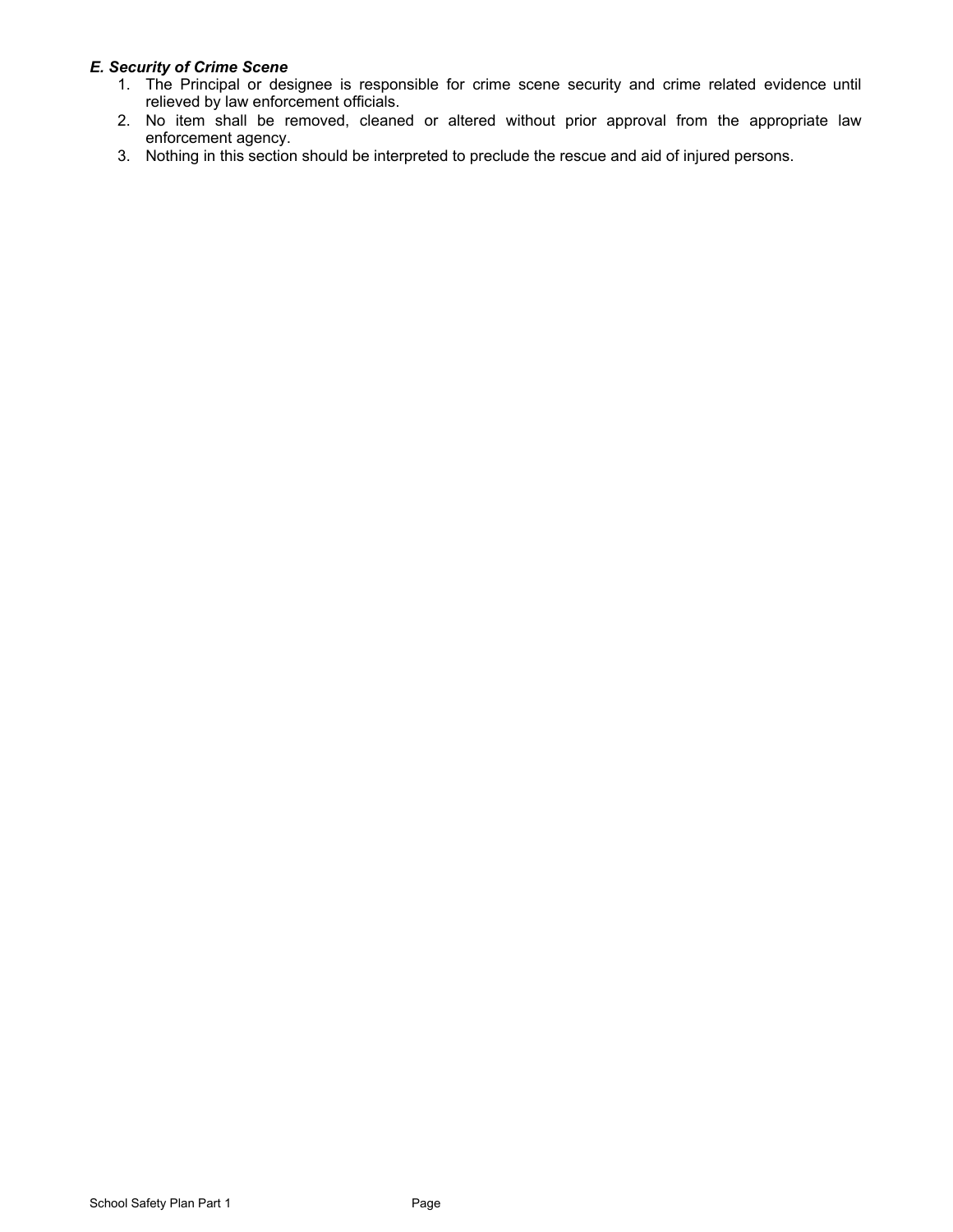***E. Security of Crime Scene***

1. The Principal or designee is responsible for crime scene security and crime related evidence until relieved by law enforcement officials.
2. No item shall be removed, cleaned or altered without prior approval from the appropriate law enforcement agency.
3. Nothing in this section should be interpreted to preclude the rescue and aid of injured persons.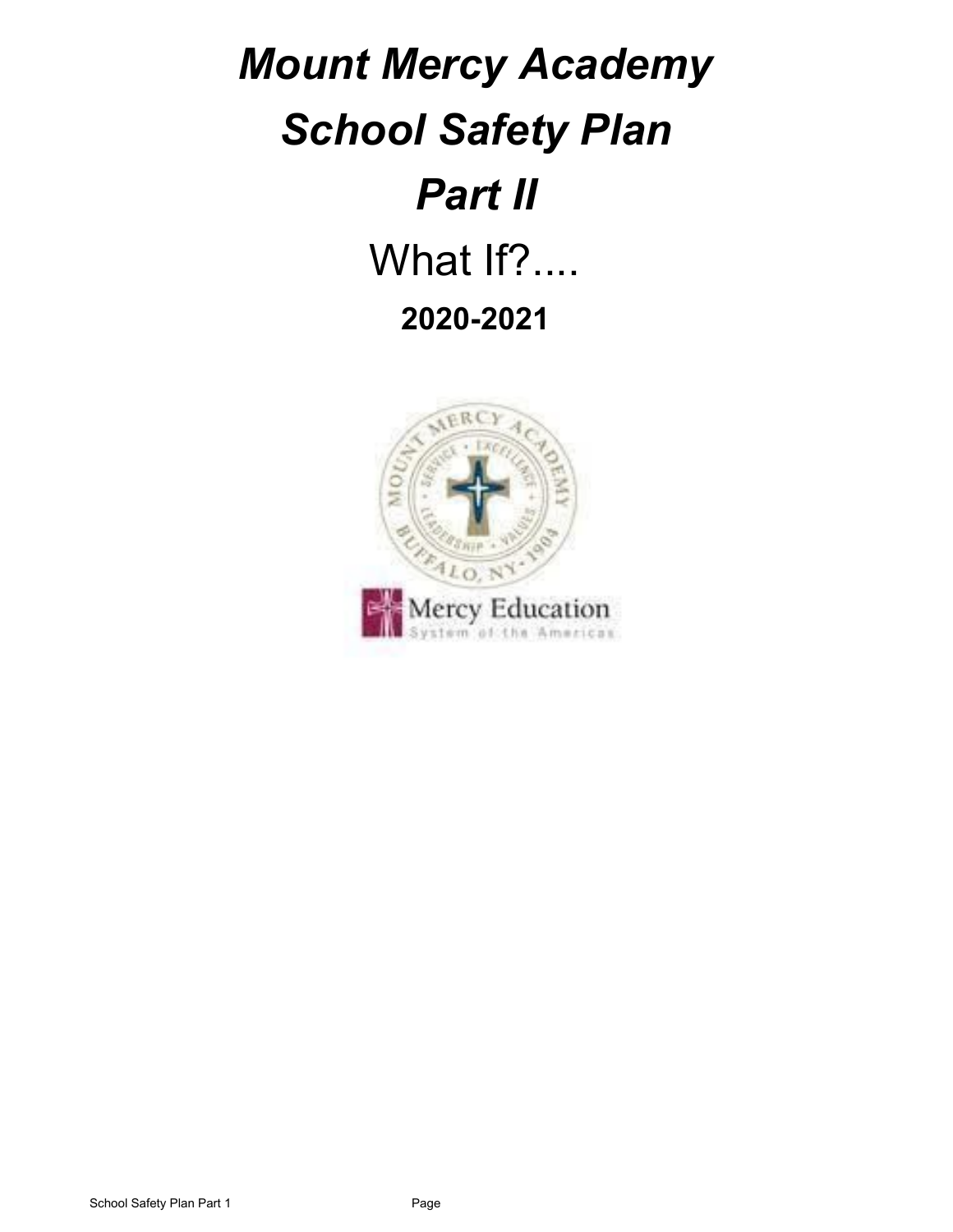# *Mount Mercy Academy*

# *School Safety Plan*

# *Part II*

## What If?....

### 2020-2021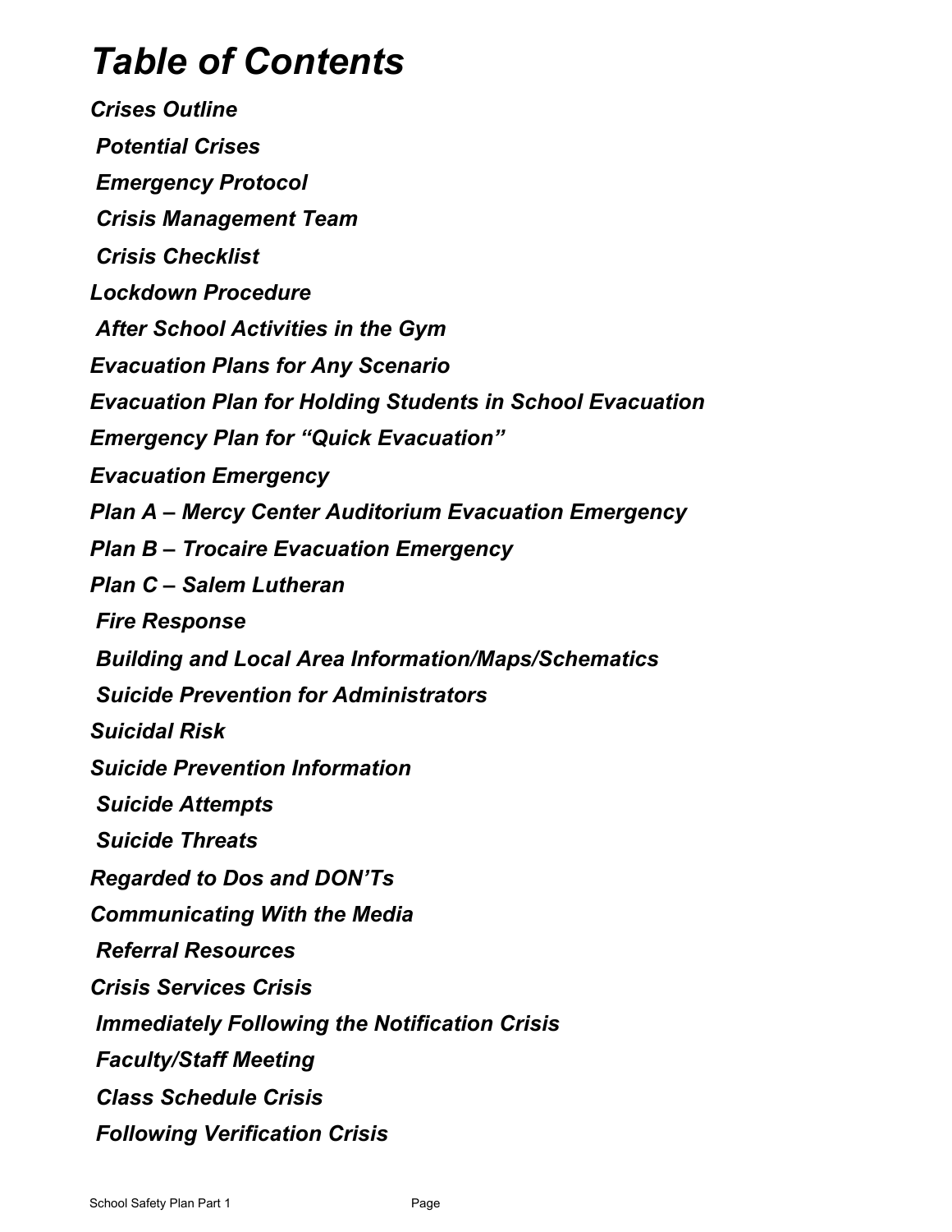# *Table of Contents*

***Crises Outline***

***Potential Crises***

***Emergency Protocol***

***Crisis Management Team***

***Crisis Checklist***

***Lockdown Procedure***

***After School Activities in the Gym***

***Evacuation Plans for Any Scenario***

***Evacuation Plan for Holding Students in School Evacuation***

***Emergency Plan for "Quick Evacuation"***

***Evacuation Emergency***

***Plan A – Mercy Center Auditorium Evacuation Emergency***

***Plan B – Trocaire Evacuation Emergency***

***Plan C – Salem Lutheran***

***Fire Response***

***Building and Local Area Information/Maps/Schematics***

***Suicide Prevention for Administrators***

***Suicidal Risk***

***Suicide Prevention Information***

***Suicide Attempts***

***Suicide Threats***

***Regarded to Dos and DON'Ts***

***Communicating With the Media***

***Referral Resources***

***Crisis Services Crisis***

***Immediately Following the Notification Crisis***

***Faculty/Staff Meeting***

***Class Schedule Crisis***

***Following Verification Crisis***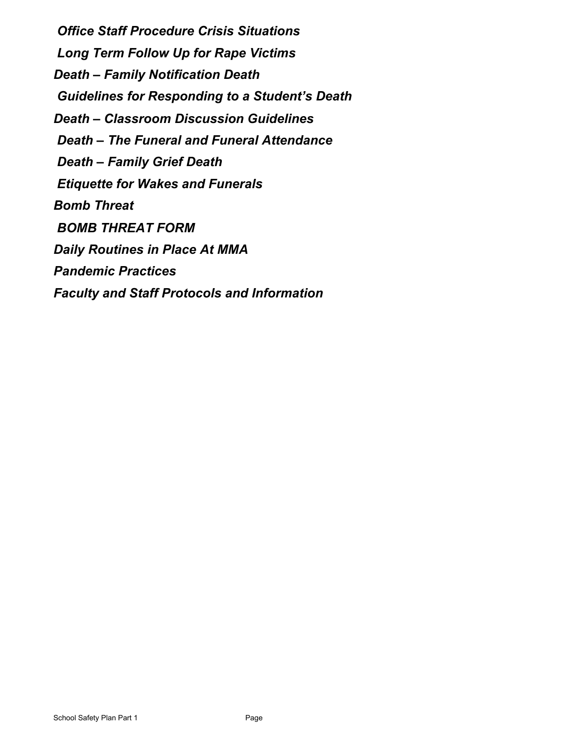*Office Staff Procedure Crisis Situations*

*Long Term Follow Up for Rape Victims*

*Death – Family Notification Death*

*Guidelines for Responding to a Student's Death*

*Death – Classroom Discussion Guidelines*

*Death – The Funeral and Funeral Attendance*

*Death – Family Grief Death*

*Etiquette for Wakes and Funerals*

*Bomb Threat*

*BOMB THREAT FORM*

*Daily Routines in Place At MMA*

*Pandemic Practices*

*Faculty and Staff Protocols and Information*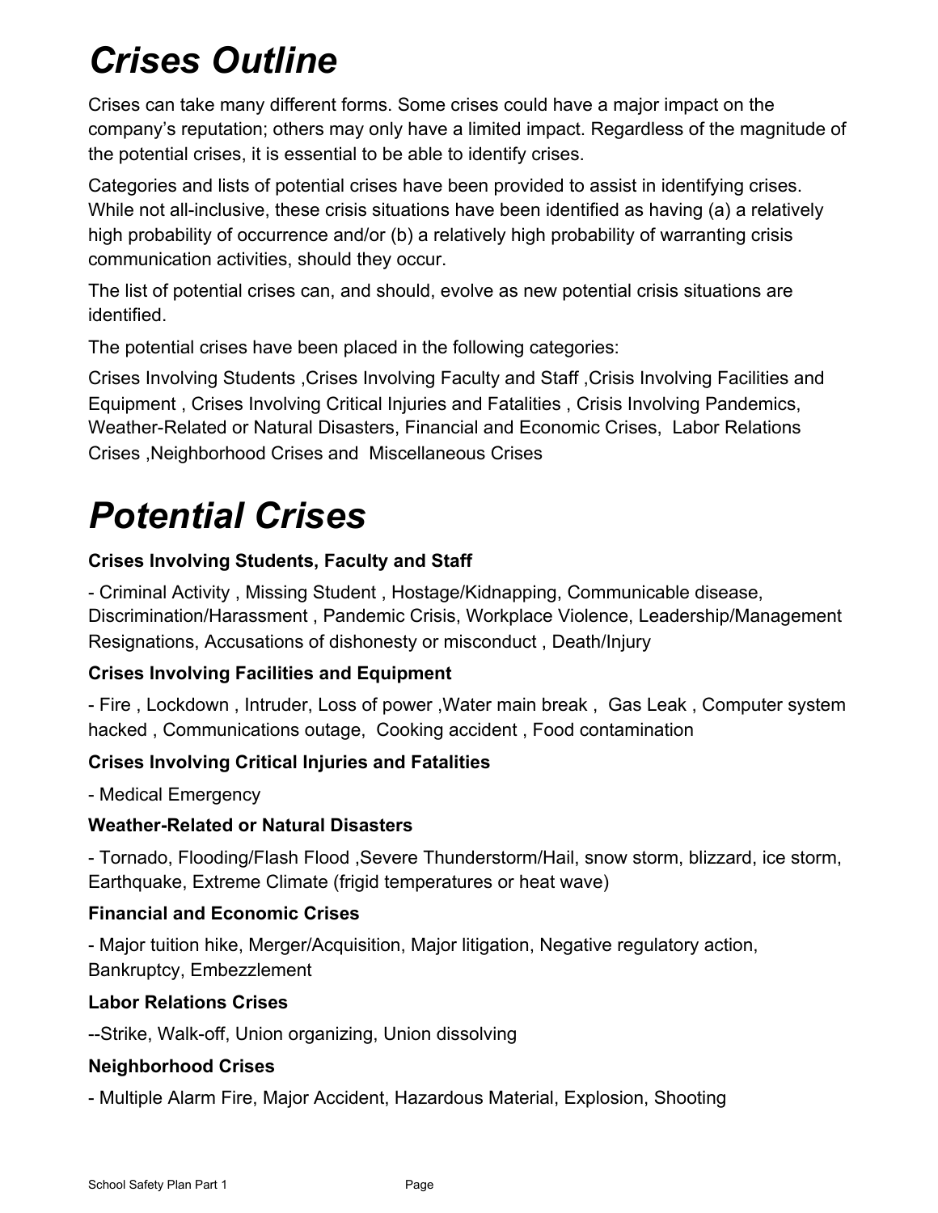# *Crises Outline*

Crises can take many different forms. Some crises could have a major impact on the company's reputation; others may only have a limited impact. Regardless of the magnitude of the potential crises, it is essential to be able to identify crises.

Categories and lists of potential crises have been provided to assist in identifying crises. While not all-inclusive, these crisis situations have been identified as having (a) a relatively high probability of occurrence and/or (b) a relatively high probability of warranting crisis communication activities, should they occur.

The list of potential crises can, and should, evolve as new potential crisis situations are identified.

The potential crises have been placed in the following categories:

Crises Involving Students ,Crises Involving Faculty and Staff ,Crisis Involving Facilities and Equipment , Crises Involving Critical Injuries and Fatalities , Crisis Involving Pandemics, Weather-Related or Natural Disasters, Financial and Economic Crises, Labor Relations Crises ,Neighborhood Crises and Miscellaneous Crises

# *Potential Crises*

**Crises Involving Students, Faculty and Staff**

- Criminal Activity , Missing Student , Hostage/Kidnapping, Communicable disease, Discrimination/Harassment , Pandemic Crisis, Workplace Violence, Leadership/Management Resignations, Accusations of dishonesty or misconduct , Death/Injury

**Crises Involving Facilities and Equipment**

- Fire , Lockdown , Intruder, Loss of power ,Water main break , Gas Leak , Computer system hacked , Communications outage, Cooking accident , Food contamination

**Crises Involving Critical Injuries and Fatalities**

- Medical Emergency

**Weather-Related or Natural Disasters**

- Tornado, Flooding/Flash Flood ,Severe Thunderstorm/Hail, snow storm, blizzard, ice storm, Earthquake, Extreme Climate (frigid temperatures or heat wave)

**Financial and Economic Crises**

- Major tuition hike, Merger/Acquisition, Major litigation, Negative regulatory action, Bankruptcy, Embezzlement

**Labor Relations Crises**

--Strike, Walk-off, Union organizing, Union dissolving

**Neighborhood Crises**

- Multiple Alarm Fire, Major Accident, Hazardous Material, Explosion, Shooting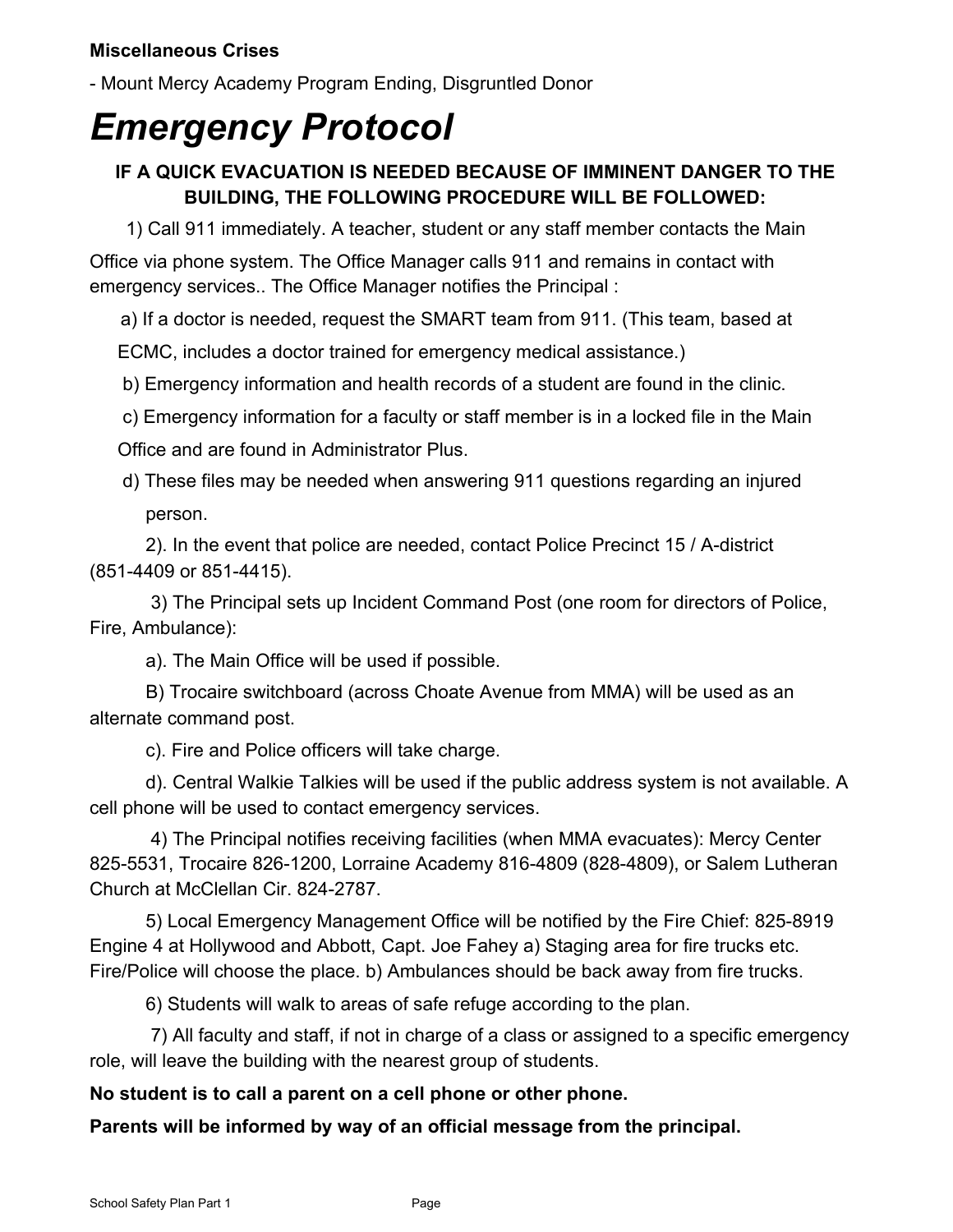**Miscellaneous Crises**

- Mount Mercy Academy Program Ending, Disgruntled Donor

# *Emergency Protocol*

**IF A QUICK EVACUATION IS NEEDED BECAUSE OF IMMINENT DANGER TO THE BUILDING, THE FOLLOWING PROCEDURE WILL BE FOLLOWED:**

1) Call 911 immediately. A teacher, student or any staff member contacts the Main Office via phone system. The Office Manager calls 911 and remains in contact with emergency services.. The Office Manager notifies the Principal :

a) If a doctor is needed, request the SMART team from 911. (This team, based at ECMC, includes a doctor trained for emergency medical assistance.)

b) Emergency information and health records of a student are found in the clinic.

c) Emergency information for a faculty or staff member is in a locked file in the Main Office and are found in Administrator Plus.

d) These files may be needed when answering 911 questions regarding an injured person.

2). In the event that police are needed, contact Police Precinct 15 / A-district (851-4409 or 851-4415).

3) The Principal sets up Incident Command Post (one room for directors of Police, Fire, Ambulance):

a). The Main Office will be used if possible.

B) Trocaire switchboard (across Choate Avenue from MMA) will be used as an alternate command post.

c). Fire and Police officers will take charge.

d). Central Walkie Talkies will be used if the public address system is not available. A cell phone will be used to contact emergency services.

4) The Principal notifies receiving facilities (when MMA evacuates): Mercy Center 825-5531, Trocaire 826-1200, Lorraine Academy 816-4809 (828-4809), or Salem Lutheran Church at McClellan Cir. 824-2787.

5) Local Emergency Management Office will be notified by the Fire Chief: 825-8919 Engine 4 at Hollywood and Abbott, Capt. Joe Fahey a) Staging area for fire trucks etc. Fire/Police will choose the place. b) Ambulances should be back away from fire trucks.

6) Students will walk to areas of safe refuge according to the plan.

7) All faculty and staff, if not in charge of a class or assigned to a specific emergency role, will leave the building with the nearest group of students.

**No student is to call a parent on a cell phone or other phone.**

**Parents will be informed by way of an official message from the principal.**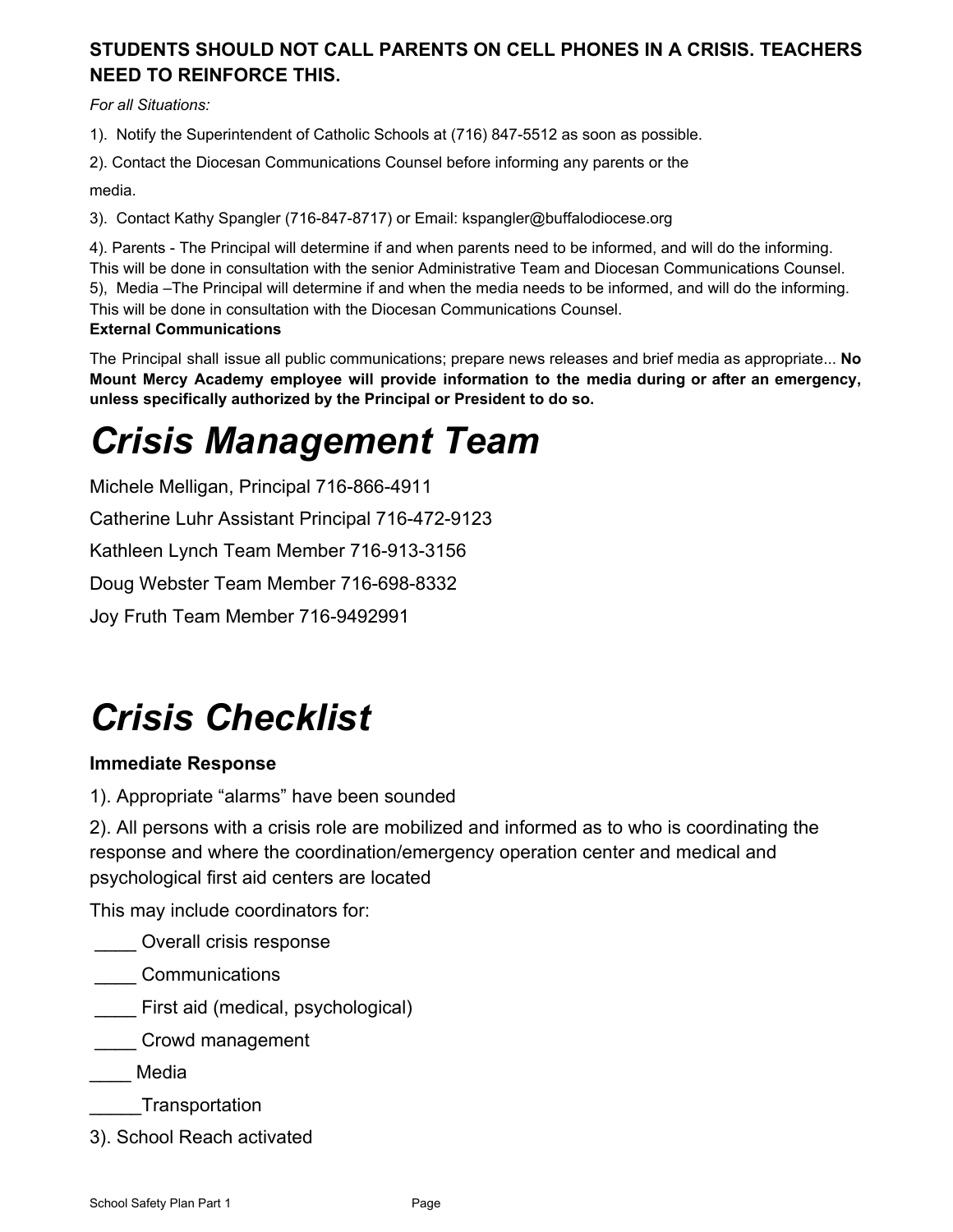**STUDENTS SHOULD NOT CALL PARENTS ON CELL PHONES IN A CRISIS. TEACHERS NEED TO REINFORCE THIS.**

*For all Situations:*

1). Notify the Superintendent of Catholic Schools at (716) 847-5512 as soon as possible.

2). Contact the Diocesan Communications Counsel before informing any parents or the media.

3). Contact Kathy Spangler (716-847-8717) or Email: kspangler@buffalodiocese.org

4). Parents - The Principal will determine if and when parents need to be informed, and will do the informing. This will be done in consultation with the senior Administrative Team and Diocesan Communications Counsel.

5), Media –The Principal will determine if and when the media needs to be informed, and will do the informing. This will be done in consultation with the Diocesan Communications Counsel.

**External Communications**

The Principal shall issue all public communications; prepare news releases and brief media as appropriate... **No Mount Mercy Academy employee will provide information to the media during or after an emergency, unless specifically authorized by the Principal or President to do so.**

# *Crisis Management Team*

Michele Melligan, Principal 716-866-4911

Catherine Luhr Assistant Principal 716-472-9123

Kathleen Lynch Team Member 716-913-3156

Doug Webster Team Member 716-698-8332

Joy Fruth Team Member 716-9492991

# *Crisis Checklist*

**Immediate Response**

1). Appropriate "alarms" have been sounded

2). All persons with a crisis role are mobilized and informed as to who is coordinating the response and where the coordination/emergency operation center and medical and psychological first aid centers are located

This may include coordinators for:

____ Overall crisis response

____ Communications

____ First aid (medical, psychological)

____ Crowd management

____ Media

_____Transportation

3). School Reach activated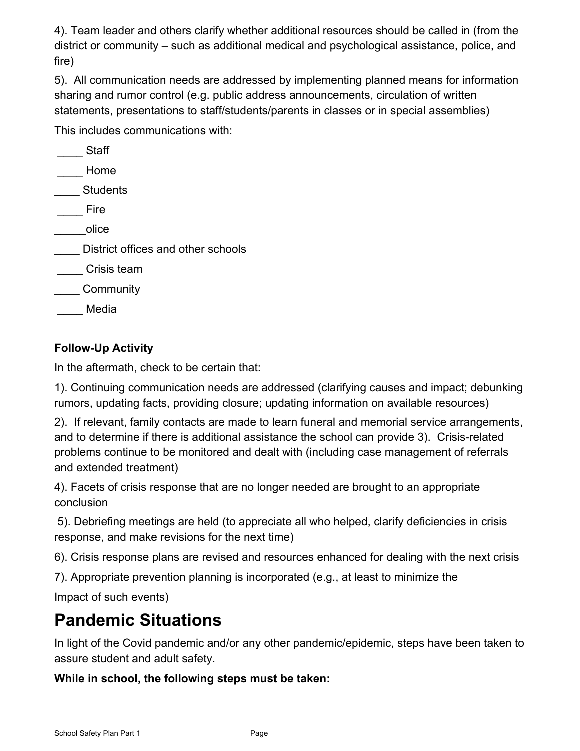4). Team leader and others clarify whether additional resources should be called in (from the district or community – such as additional medical and psychological assistance, police, and fire)

5). All communication needs are addressed by implementing planned means for information sharing and rumor control (e.g. public address announcements, circulation of written statements, presentations to staff/students/parents in classes or in special assemblies)

This includes communications with:

____ Staff

____ Home

____ Students

____ Fire

_____olice

____ District offices and other schools

____ Crisis team

____ Community

____ Media

**Follow-Up Activity**

In the aftermath, check to be certain that:

1). Continuing communication needs are addressed (clarifying causes and impact; debunking rumors, updating facts, providing closure; updating information on available resources)

2). If relevant, family contacts are made to learn funeral and memorial service arrangements, and to determine if there is additional assistance the school can provide 3). Crisis-related problems continue to be monitored and dealt with (including case management of referrals and extended treatment)

4). Facets of crisis response that are no longer needed are brought to an appropriate conclusion

5). Debriefing meetings are held (to appreciate all who helped, clarify deficiencies in crisis response, and make revisions for the next time)

6). Crisis response plans are revised and resources enhanced for dealing with the next crisis

7). Appropriate prevention planning is incorporated (e.g., at least to minimize the

Impact of such events)

# Pandemic Situations

In light of the Covid pandemic and/or any other pandemic/epidemic, steps have been taken to assure student and adult safety.

**While in school, the following steps must be taken:**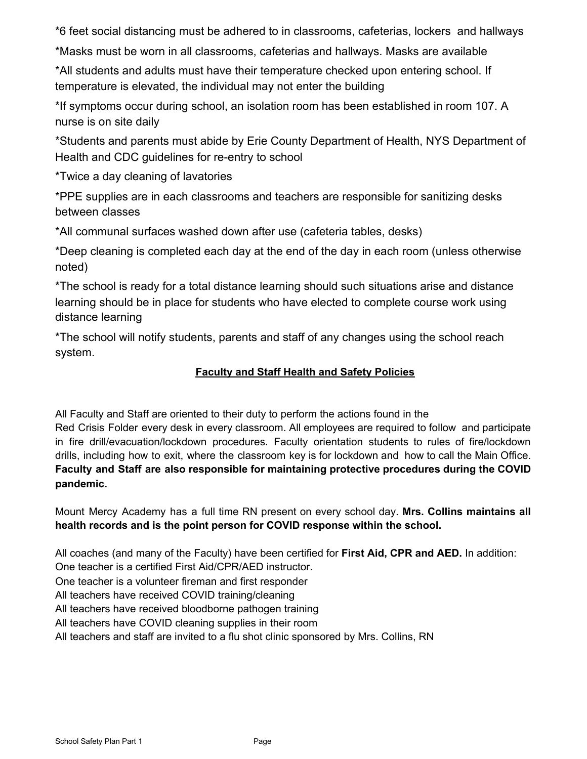*6 feet social distancing must be adhered to in classrooms, cafeterias, lockers and hallways

*Masks must be worn in all classrooms, cafeterias and hallways. Masks are available

*All students and adults must have their temperature checked upon entering school. If temperature is elevated, the individual may not enter the building

*If symptoms occur during school, an isolation room has been established in room 107. A nurse is on site daily

*Students and parents must abide by Erie County Department of Health, NYS Department of Health and CDC guidelines for re-entry to school

*Twice a day cleaning of lavatories

*PPE supplies are in each classrooms and teachers are responsible for sanitizing desks between classes

*All communal surfaces washed down after use (cafeteria tables, desks)

*Deep cleaning is completed each day at the end of the day in each room (unless otherwise noted)

*The school is ready for a total distance learning should such situations arise and distance learning should be in place for students who have elected to complete course work using distance learning

*The school will notify students, parents and staff of any changes using the school reach system.

## <u>Faculty and Staff Health and Safety Policies</u>

All Faculty and Staff are oriented to their duty to perform the actions found in the Red Crisis Folder every desk in every classroom. All employees are required to follow and participate in fire drill/evacuation/lockdown procedures. Faculty orientation students to rules of fire/lockdown drills, including how to exit, where the classroom key is for lockdown and how to call the Main Office. **Faculty and Staff are also responsible for maintaining protective procedures during the COVID pandemic.**

Mount Mercy Academy has a full time RN present on every school day. **Mrs. Collins maintains all health records and is the point person for COVID response within the school.**

All coaches (and many of the Faculty) have been certified for **First Aid, CPR and AED.** In addition:
One teacher is a certified First Aid/CPR/AED instructor.
One teacher is a volunteer fireman and first responder
All teachers have received COVID training/cleaning
All teachers have received bloodborne pathogen training
All teachers have COVID cleaning supplies in their room
All teachers and staff are invited to a flu shot clinic sponsored by Mrs. Collins, RN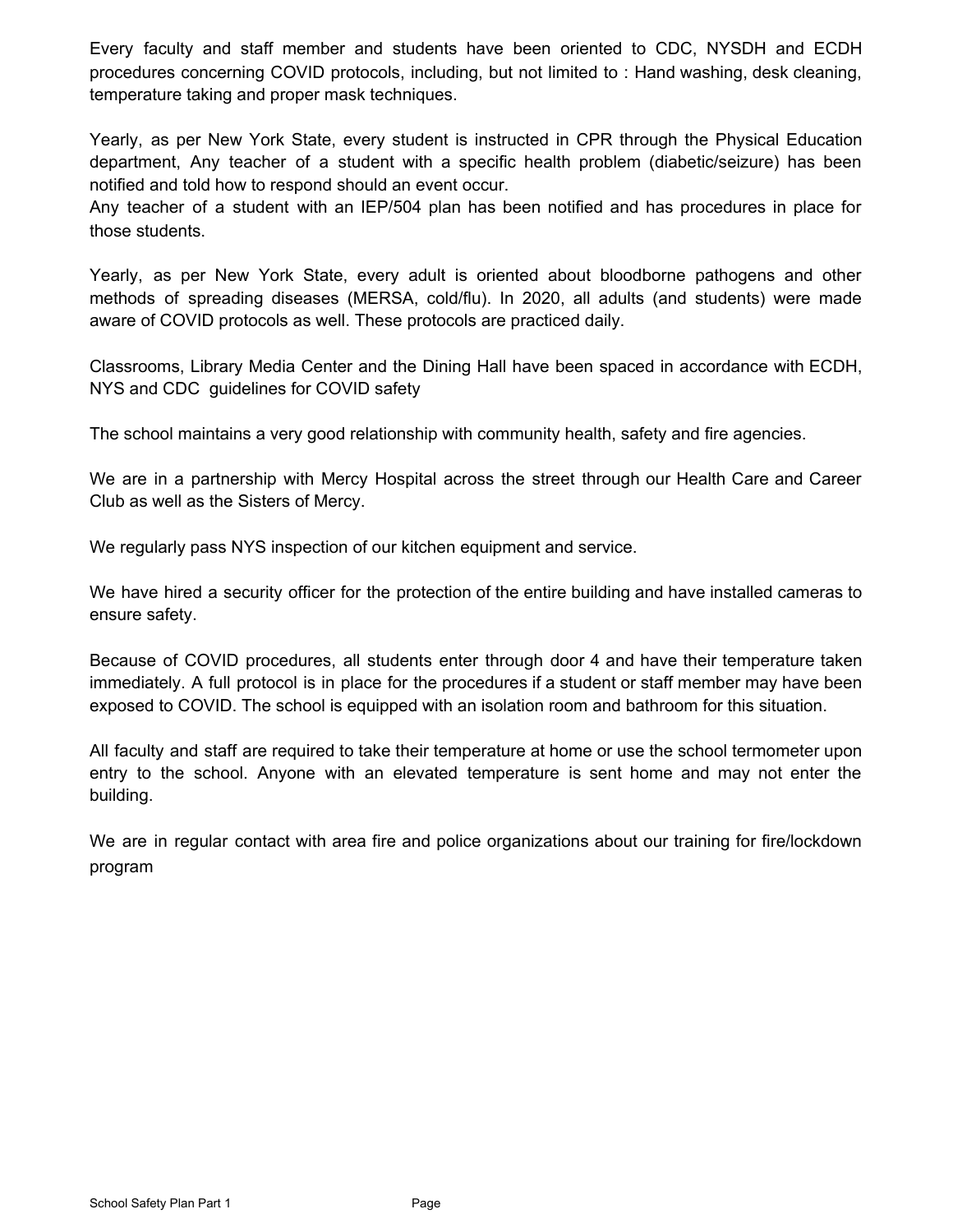Every faculty and staff member and students have been oriented to CDC, NYSDH and ECDH procedures concerning COVID protocols, including, but not limited to : Hand washing, desk cleaning, temperature taking and proper mask techniques.

Yearly, as per New York State, every student is instructed in CPR through the Physical Education department, Any teacher of a student with a specific health problem (diabetic/seizure) has been notified and told how to respond should an event occur.
Any teacher of a student with an IEP/504 plan has been notified and has procedures in place for those students.

Yearly, as per New York State, every adult is oriented about bloodborne pathogens and other methods of spreading diseases (MERSA, cold/flu). In 2020, all adults (and students) were made aware of COVID protocols as well. These protocols are practiced daily.

Classrooms, Library Media Center and the Dining Hall have been spaced in accordance with ECDH, NYS and CDC guidelines for COVID safety

The school maintains a very good relationship with community health, safety and fire agencies.

We are in a partnership with Mercy Hospital across the street through our Health Care and Career Club as well as the Sisters of Mercy.

We regularly pass NYS inspection of our kitchen equipment and service.

We have hired a security officer for the protection of the entire building and have installed cameras to ensure safety.

Because of COVID procedures, all students enter through door 4 and have their temperature taken immediately. A full protocol is in place for the procedures if a student or staff member may have been exposed to COVID. The school is equipped with an isolation room and bathroom for this situation.

All faculty and staff are required to take their temperature at home or use the school termometer upon entry to the school. Anyone with an elevated temperature is sent home and may not enter the building.

We are in regular contact with area fire and police organizations about our training for fire/lockdown program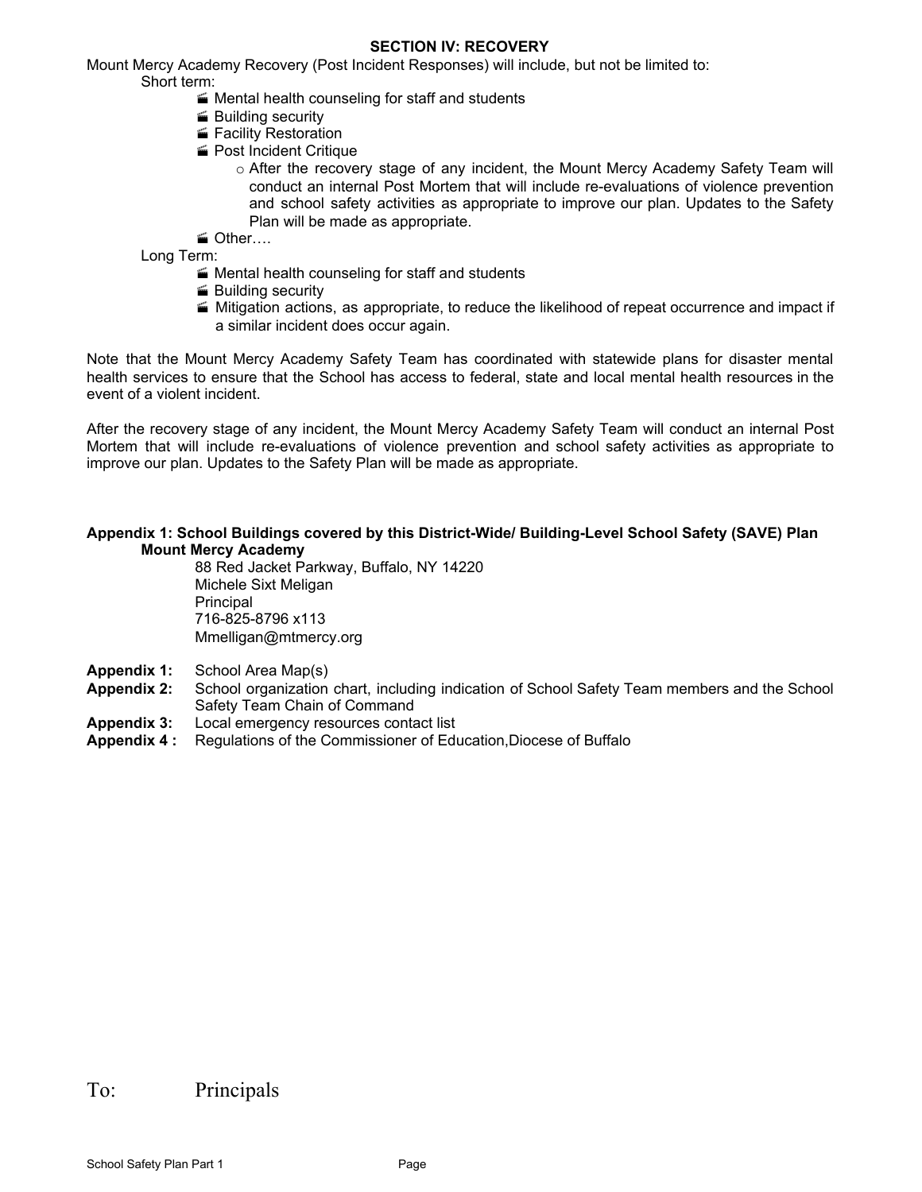## SECTION IV: RECOVERY

Mount Mercy Academy Recovery (Post Incident Responses) will include, but not be limited to:

Short term:

- Mental health counseling for staff and students
- Building security
- Facility Restoration
- Post Incident Critique
  - After the recovery stage of any incident, the Mount Mercy Academy Safety Team will conduct an internal Post Mortem that will include re-evaluations of violence prevention and school safety activities as appropriate to improve our plan. Updates to the Safety Plan will be made as appropriate.
- Other….

Long Term:

- Mental health counseling for staff and students
- Building security
- Mitigation actions, as appropriate, to reduce the likelihood of repeat occurrence and impact if a similar incident does occur again.

Note that the Mount Mercy Academy Safety Team has coordinated with statewide plans for disaster mental health services to ensure that the School has access to federal, state and local mental health resources in the event of a violent incident.

After the recovery stage of any incident, the Mount Mercy Academy Safety Team will conduct an internal Post Mortem that will include re-evaluations of violence prevention and school safety activities as appropriate to improve our plan. Updates to the Safety Plan will be made as appropriate.

**Appendix 1: School Buildings covered by this District-Wide/ Building-Level School Safety (SAVE) Plan**

**Mount Mercy Academy**

88 Red Jacket Parkway, Buffalo, NY 14220
Michele Sixt Meligan
Principal
716-825-8796 x113
Mmelligan@mtmercy.org

**Appendix 1:** School Area Map(s)
**Appendix 2:** School organization chart, including indication of School Safety Team members and the School Safety Team Chain of Command
**Appendix 3:** Local emergency resources contact list
**Appendix 4 :** Regulations of the Commissioner of Education,Diocese of Buffalo

To: Principals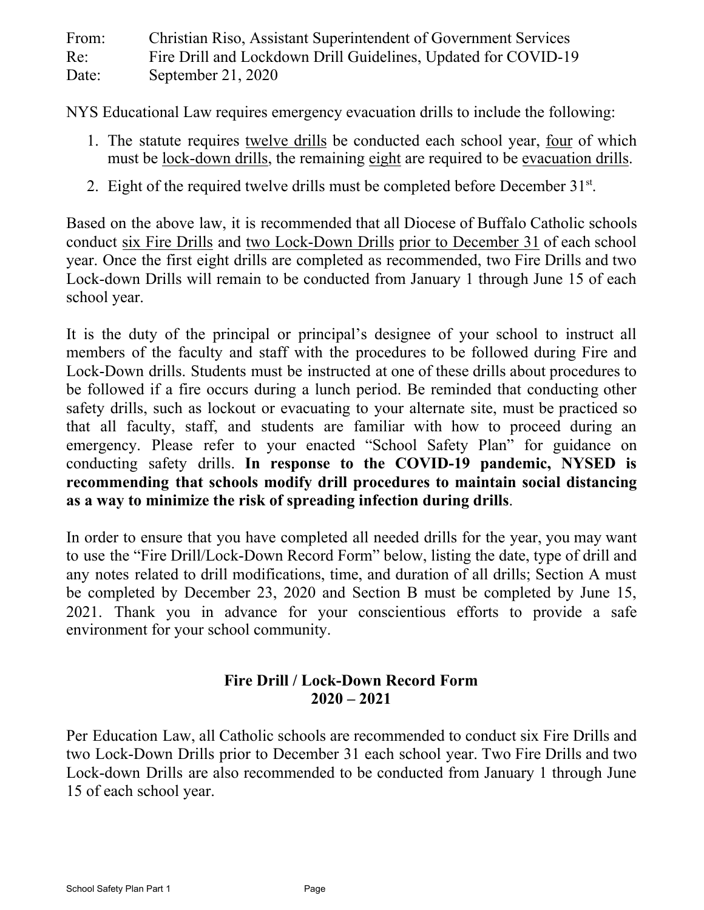From: Christian Riso, Assistant Superintendent of Government Services
Re: Fire Drill and Lockdown Drill Guidelines, Updated for COVID-19
Date: September 21, 2020

NYS Educational Law requires emergency evacuation drills to include the following:

1. The statute requires twelve drills be conducted each school year, four of which must be lock-down drills, the remaining eight are required to be evacuation drills.
2. Eight of the required twelve drills must be completed before December 31st.

Based on the above law, it is recommended that all Diocese of Buffalo Catholic schools conduct six Fire Drills and two Lock-Down Drills prior to December 31 of each school year. Once the first eight drills are completed as recommended, two Fire Drills and two Lock-down Drills will remain to be conducted from January 1 through June 15 of each school year.

It is the duty of the principal or principal's designee of your school to instruct all members of the faculty and staff with the procedures to be followed during Fire and Lock-Down drills. Students must be instructed at one of these drills about procedures to be followed if a fire occurs during a lunch period. Be reminded that conducting other safety drills, such as lockout or evacuating to your alternate site, must be practiced so that all faculty, staff, and students are familiar with how to proceed during an emergency. Please refer to your enacted "School Safety Plan" for guidance on conducting safety drills. **In response to the COVID-19 pandemic, NYSED is recommending that schools modify drill procedures to maintain social distancing as a way to minimize the risk of spreading infection during drills**.

In order to ensure that you have completed all needed drills for the year, you may want to use the "Fire Drill/Lock-Down Record Form" below, listing the date, type of drill and any notes related to drill modifications, time, and duration of all drills; Section A must be completed by December 23, 2020 and Section B must be completed by June 15, 2021. Thank you in advance for your conscientious efforts to provide a safe environment for your school community.

## Fire Drill / Lock-Down Record Form
## 2020 – 2021

Per Education Law, all Catholic schools are recommended to conduct six Fire Drills and two Lock-Down Drills prior to December 31 each school year. Two Fire Drills and two Lock-down Drills are also recommended to be conducted from January 1 through June 15 of each school year.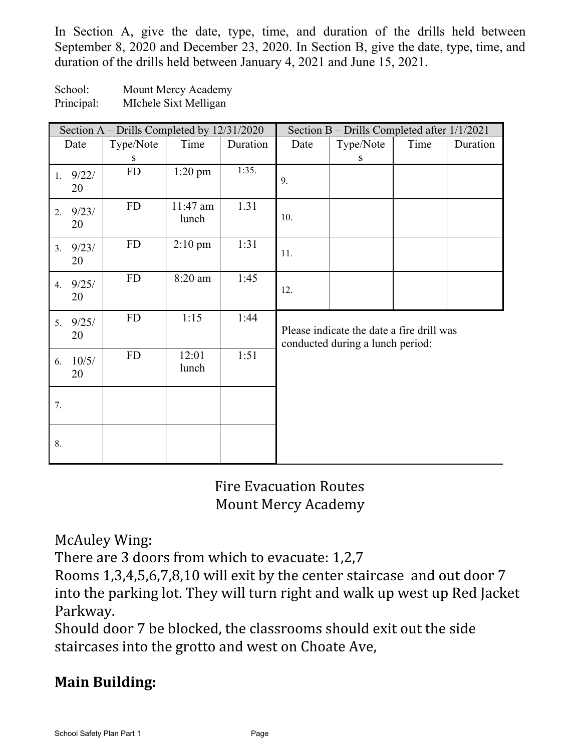In Section A, give the date, type, time, and duration of the drills held between September 8, 2020 and December 23, 2020. In Section B, give the date, type, time, and duration of the drills held between January 4, 2021 and June 15, 2021.

School: Mount Mercy Academy
Principal: MIchele Sixt Melligan

| Section A – Drills Completed by 12/31/2020 | | | | Section B – Drills Completed after 1/1/2021 | | | |
|---|---|---|---|---|---|---|---|
| Date | Type/Notes | Time | Duration | Date | Type/Notes | Time | Duration |
| 1. 9/22/20 | FD | 1:20 pm | 1:35. | 9. | | | |
| 2. 9/23/20 | FD | 11:47 am lunch | 1.31 | 10. | | | |
| 3. 9/23/20 | FD | 2:10 pm | 1:31 | 11. | | | |
| 4. 9/25/20 | FD | 8:20 am | 1:45 | 12. | | | |
| 5. 9/25/20 | FD | 1:15 | 1:44 | Please indicate the date a fire drill was conducted during a lunch period: | | | |
| 6. 10/5/20 | FD | 12:01 lunch | 1:51 | | | | |
| 7. | | | | | | | |
| 8. | | | | | | | |

## Fire Evacuation Routes
## Mount Mercy Academy

McAuley Wing:
There are 3 doors from which to evacuate: 1,2,7
Rooms 1,3,4,5,6,7,8,10 will exit by the center staircase and out door 7 into the parking lot. They will turn right and walk up west up Red Jacket Parkway.
Should door 7 be blocked, the classrooms should exit out the side staircases into the grotto and west on Choate Ave,

**Main Building:**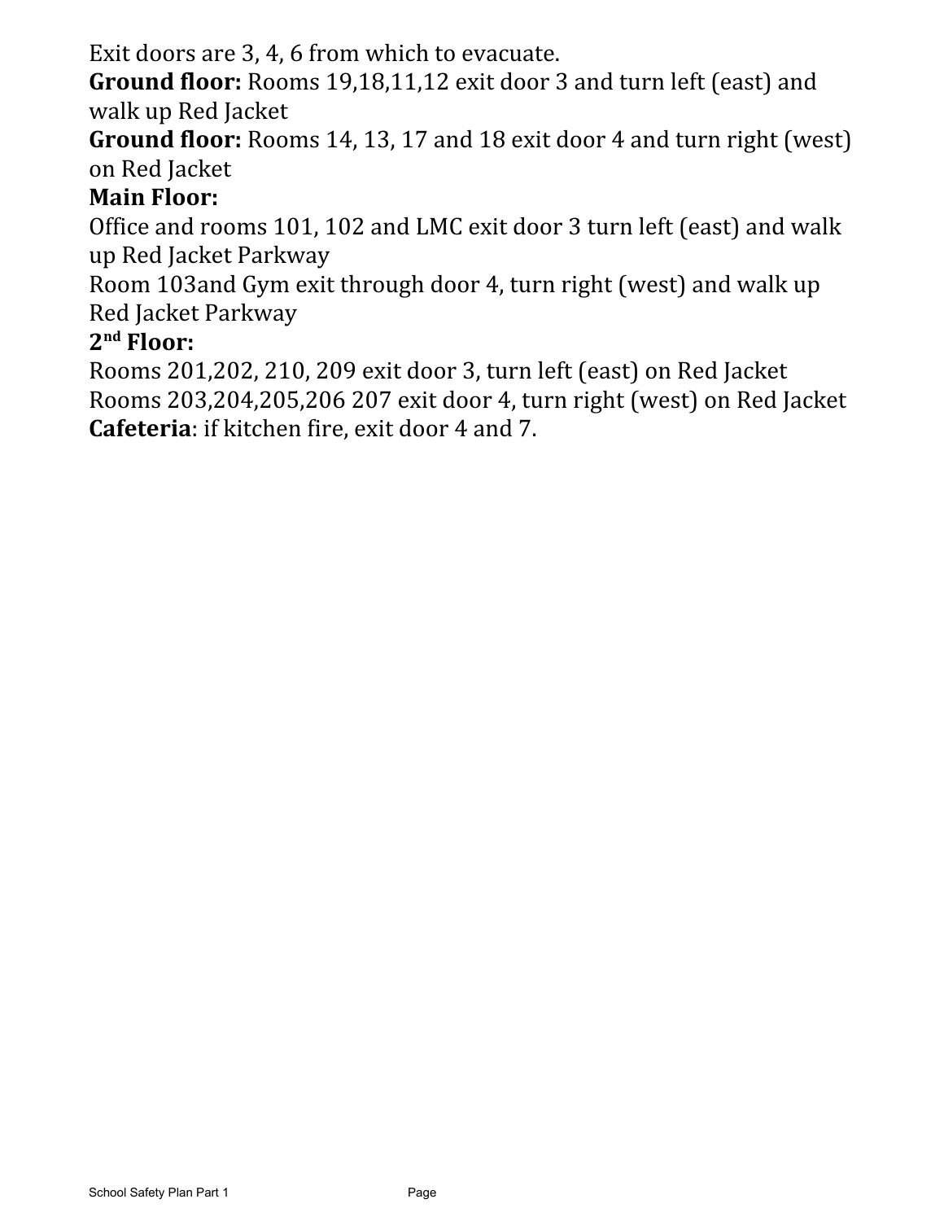Exit doors are 3, 4, 6 from which to evacuate.

**Ground floor:** Rooms 19,18,11,12 exit door 3 and turn left (east) and walk up Red Jacket

**Ground floor:** Rooms 14, 13, 17 and 18 exit door 4 and turn right (west) on Red Jacket

**Main Floor:**

Office and rooms 101, 102 and LMC exit door 3 turn left (east) and walk up Red Jacket Parkway

Room 103and Gym exit through door 4, turn right (west) and walk up Red Jacket Parkway

**2nd Floor:**

Rooms 201,202, 210, 209 exit door 3, turn left (east) on Red Jacket

Rooms 203,204,205,206 207 exit door 4, turn right (west) on Red Jacket

**Cafeteria**: if kitchen fire, exit door 4 and 7.